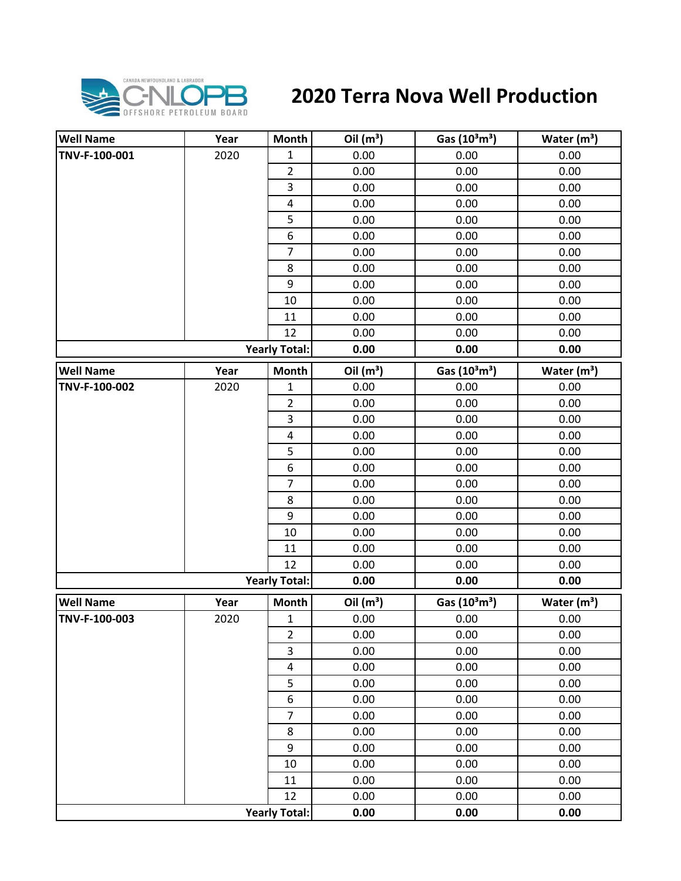# 2020 Terra Nova Well Production

| Well Name | Year | Month | Oil ($m^3$) | Gas ($10^3m^3$) | Water ($m^3$) |
|---|---|---|---|---|---|
| TNV-F-100-001 | 2020 | 1 | 0.00 | 0.00 | 0.00 |
| | | 2 | 0.00 | 0.00 | 0.00 |
| | | 3 | 0.00 | 0.00 | 0.00 |
| | | 4 | 0.00 | 0.00 | 0.00 |
| | | 5 | 0.00 | 0.00 | 0.00 |
| | | 6 | 0.00 | 0.00 | 0.00 |
| | | 7 | 0.00 | 0.00 | 0.00 |
| | | 8 | 0.00 | 0.00 | 0.00 |
| | | 9 | 0.00 | 0.00 | 0.00 |
| | | 10 | 0.00 | 0.00 | 0.00 |
| | | 11 | 0.00 | 0.00 | 0.00 |
| | | 12 | 0.00 | 0.00 | 0.00 |
| | | **Yearly Total:** | **0.00** | **0.00** | **0.00** |

| Well Name | Year | Month | Oil ($m^3$) | Gas ($10^3m^3$) | Water ($m^3$) |
|---|---|---|---|---|---|
| TNV-F-100-002 | 2020 | 1 | 0.00 | 0.00 | 0.00 |
| | | 2 | 0.00 | 0.00 | 0.00 |
| | | 3 | 0.00 | 0.00 | 0.00 |
| | | 4 | 0.00 | 0.00 | 0.00 |
| | | 5 | 0.00 | 0.00 | 0.00 |
| | | 6 | 0.00 | 0.00 | 0.00 |
| | | 7 | 0.00 | 0.00 | 0.00 |
| | | 8 | 0.00 | 0.00 | 0.00 |
| | | 9 | 0.00 | 0.00 | 0.00 |
| | | 10 | 0.00 | 0.00 | 0.00 |
| | | 11 | 0.00 | 0.00 | 0.00 |
| | | 12 | 0.00 | 0.00 | 0.00 |
| | | **Yearly Total:** | **0.00** | **0.00** | **0.00** |

| Well Name | Year | Month | Oil ($m^3$) | Gas ($10^3m^3$) | Water ($m^3$) |
|---|---|---|---|---|---|
| TNV-F-100-003 | 2020 | 1 | 0.00 | 0.00 | 0.00 |
| | | 2 | 0.00 | 0.00 | 0.00 |
| | | 3 | 0.00 | 0.00 | 0.00 |
| | | 4 | 0.00 | 0.00 | 0.00 |
| | | 5 | 0.00 | 0.00 | 0.00 |
| | | 6 | 0.00 | 0.00 | 0.00 |
| | | 7 | 0.00 | 0.00 | 0.00 |
| | | 8 | 0.00 | 0.00 | 0.00 |
| | | 9 | 0.00 | 0.00 | 0.00 |
| | | 10 | 0.00 | 0.00 | 0.00 |
| | | 11 | 0.00 | 0.00 | 0.00 |
| | | 12 | 0.00 | 0.00 | 0.00 |
| | | **Yearly Total:** | **0.00** | **0.00** | **0.00** |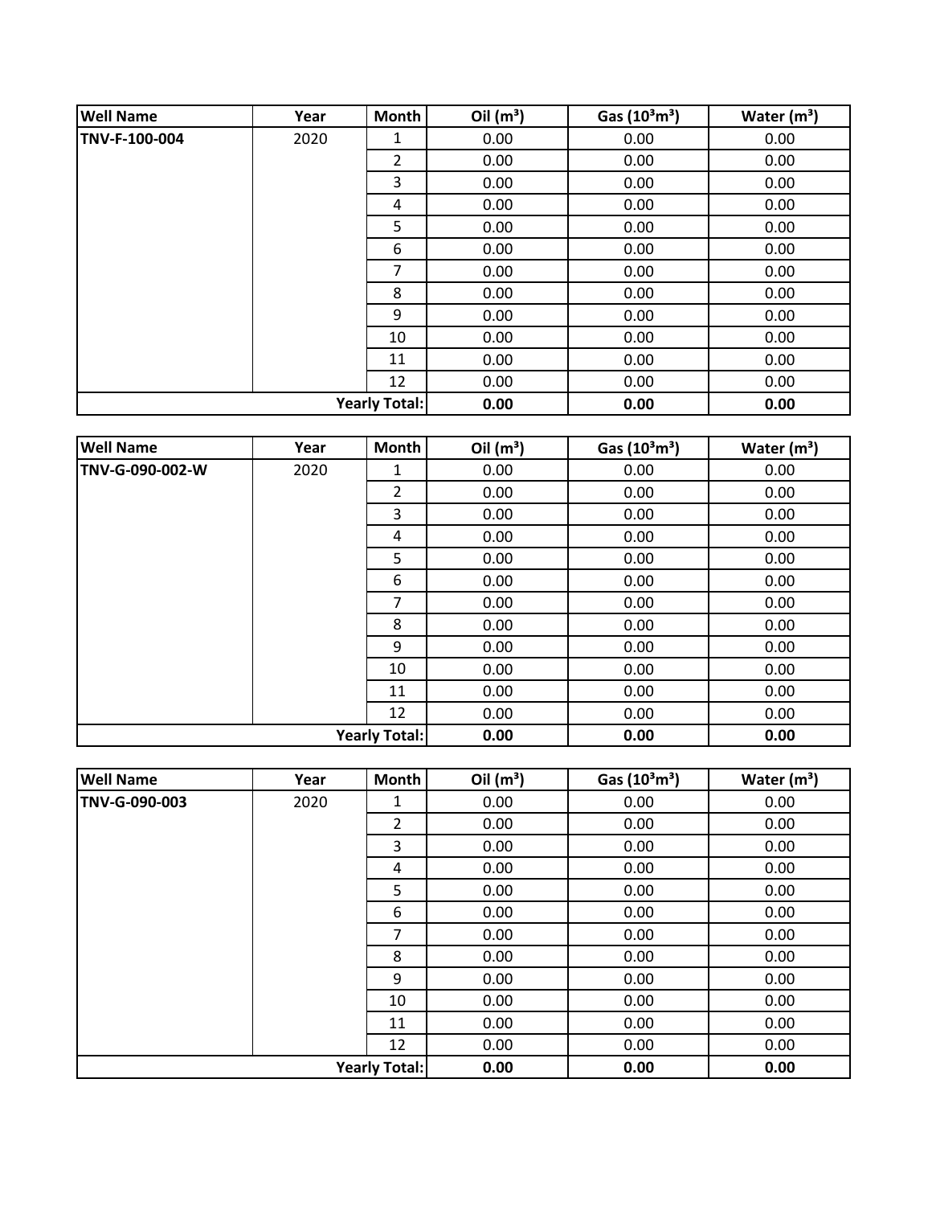| Well Name | Year | Month | Oil ($m^3$) | Gas ($10^3m^3$) | Water ($m^3$) |
|---|---|---|---|---|---|
| **TNV-F-100-004** | 2020 | 1 | 0.00 | 0.00 | 0.00 |
| | | 2 | 0.00 | 0.00 | 0.00 |
| | | 3 | 0.00 | 0.00 | 0.00 |
| | | 4 | 0.00 | 0.00 | 0.00 |
| | | 5 | 0.00 | 0.00 | 0.00 |
| | | 6 | 0.00 | 0.00 | 0.00 |
| | | 7 | 0.00 | 0.00 | 0.00 |
| | | 8 | 0.00 | 0.00 | 0.00 |
| | | 9 | 0.00 | 0.00 | 0.00 |
| | | 10 | 0.00 | 0.00 | 0.00 |
| | | 11 | 0.00 | 0.00 | 0.00 |
| | | 12 | 0.00 | 0.00 | 0.00 |
| | | **Yearly Total:** | **0.00** | **0.00** | **0.00** |

| Well Name | Year | Month | Oil ($m^3$) | Gas ($10^3m^3$) | Water ($m^3$) |
|---|---|---|---|---|---|
| **TNV-G-090-002-W** | 2020 | 1 | 0.00 | 0.00 | 0.00 |
| | | 2 | 0.00 | 0.00 | 0.00 |
| | | 3 | 0.00 | 0.00 | 0.00 |
| | | 4 | 0.00 | 0.00 | 0.00 |
| | | 5 | 0.00 | 0.00 | 0.00 |
| | | 6 | 0.00 | 0.00 | 0.00 |
| | | 7 | 0.00 | 0.00 | 0.00 |
| | | 8 | 0.00 | 0.00 | 0.00 |
| | | 9 | 0.00 | 0.00 | 0.00 |
| | | 10 | 0.00 | 0.00 | 0.00 |
| | | 11 | 0.00 | 0.00 | 0.00 |
| | | 12 | 0.00 | 0.00 | 0.00 |
| | | **Yearly Total:** | **0.00** | **0.00** | **0.00** |

| Well Name | Year | Month | Oil ($m^3$) | Gas ($10^3m^3$) | Water ($m^3$) |
|---|---|---|---|---|---|
| **TNV-G-090-003** | 2020 | 1 | 0.00 | 0.00 | 0.00 |
| | | 2 | 0.00 | 0.00 | 0.00 |
| | | 3 | 0.00 | 0.00 | 0.00 |
| | | 4 | 0.00 | 0.00 | 0.00 |
| | | 5 | 0.00 | 0.00 | 0.00 |
| | | 6 | 0.00 | 0.00 | 0.00 |
| | | 7 | 0.00 | 0.00 | 0.00 |
| | | 8 | 0.00 | 0.00 | 0.00 |
| | | 9 | 0.00 | 0.00 | 0.00 |
| | | 10 | 0.00 | 0.00 | 0.00 |
| | | 11 | 0.00 | 0.00 | 0.00 |
| | | 12 | 0.00 | 0.00 | 0.00 |
| | | **Yearly Total:** | **0.00** | **0.00** | **0.00** |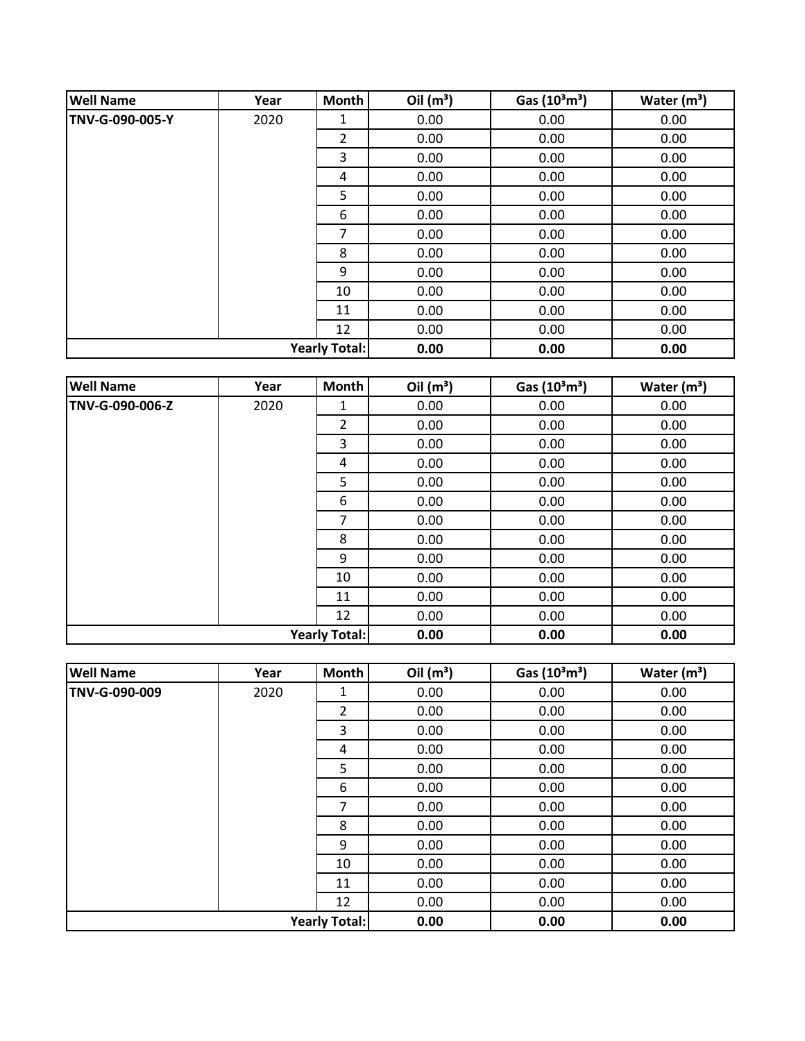| Well Name | Year | Month | Oil ($m^3$) | Gas ($10^3m^3$) | Water ($m^3$) |
|---|---|---|---|---|---|
| **TNV-G-090-005-Y** | 2020 | 1 | 0.00 | 0.00 | 0.00 |
| | | 2 | 0.00 | 0.00 | 0.00 |
| | | 3 | 0.00 | 0.00 | 0.00 |
| | | 4 | 0.00 | 0.00 | 0.00 |
| | | 5 | 0.00 | 0.00 | 0.00 |
| | | 6 | 0.00 | 0.00 | 0.00 |
| | | 7 | 0.00 | 0.00 | 0.00 |
| | | 8 | 0.00 | 0.00 | 0.00 |
| | | 9 | 0.00 | 0.00 | 0.00 |
| | | 10 | 0.00 | 0.00 | 0.00 |
| | | 11 | 0.00 | 0.00 | 0.00 |
| | | 12 | 0.00 | 0.00 | 0.00 |
| | | **Yearly Total:** | **0.00** | **0.00** | **0.00** |

| Well Name | Year | Month | Oil ($m^3$) | Gas ($10^3m^3$) | Water ($m^3$) |
|---|---|---|---|---|---|
| **TNV-G-090-006-Z** | 2020 | 1 | 0.00 | 0.00 | 0.00 |
| | | 2 | 0.00 | 0.00 | 0.00 |
| | | 3 | 0.00 | 0.00 | 0.00 |
| | | 4 | 0.00 | 0.00 | 0.00 |
| | | 5 | 0.00 | 0.00 | 0.00 |
| | | 6 | 0.00 | 0.00 | 0.00 |
| | | 7 | 0.00 | 0.00 | 0.00 |
| | | 8 | 0.00 | 0.00 | 0.00 |
| | | 9 | 0.00 | 0.00 | 0.00 |
| | | 10 | 0.00 | 0.00 | 0.00 |
| | | 11 | 0.00 | 0.00 | 0.00 |
| | | 12 | 0.00 | 0.00 | 0.00 |
| | | **Yearly Total:** | **0.00** | **0.00** | **0.00** |

| Well Name | Year | Month | Oil ($m^3$) | Gas ($10^3m^3$) | Water ($m^3$) |
|---|---|---|---|---|---|
| **TNV-G-090-009** | 2020 | 1 | 0.00 | 0.00 | 0.00 |
| | | 2 | 0.00 | 0.00 | 0.00 |
| | | 3 | 0.00 | 0.00 | 0.00 |
| | | 4 | 0.00 | 0.00 | 0.00 |
| | | 5 | 0.00 | 0.00 | 0.00 |
| | | 6 | 0.00 | 0.00 | 0.00 |
| | | 7 | 0.00 | 0.00 | 0.00 |
| | | 8 | 0.00 | 0.00 | 0.00 |
| | | 9 | 0.00 | 0.00 | 0.00 |
| | | 10 | 0.00 | 0.00 | 0.00 |
| | | 11 | 0.00 | 0.00 | 0.00 |
| | | 12 | 0.00 | 0.00 | 0.00 |
| | | **Yearly Total:** | **0.00** | **0.00** | **0.00** |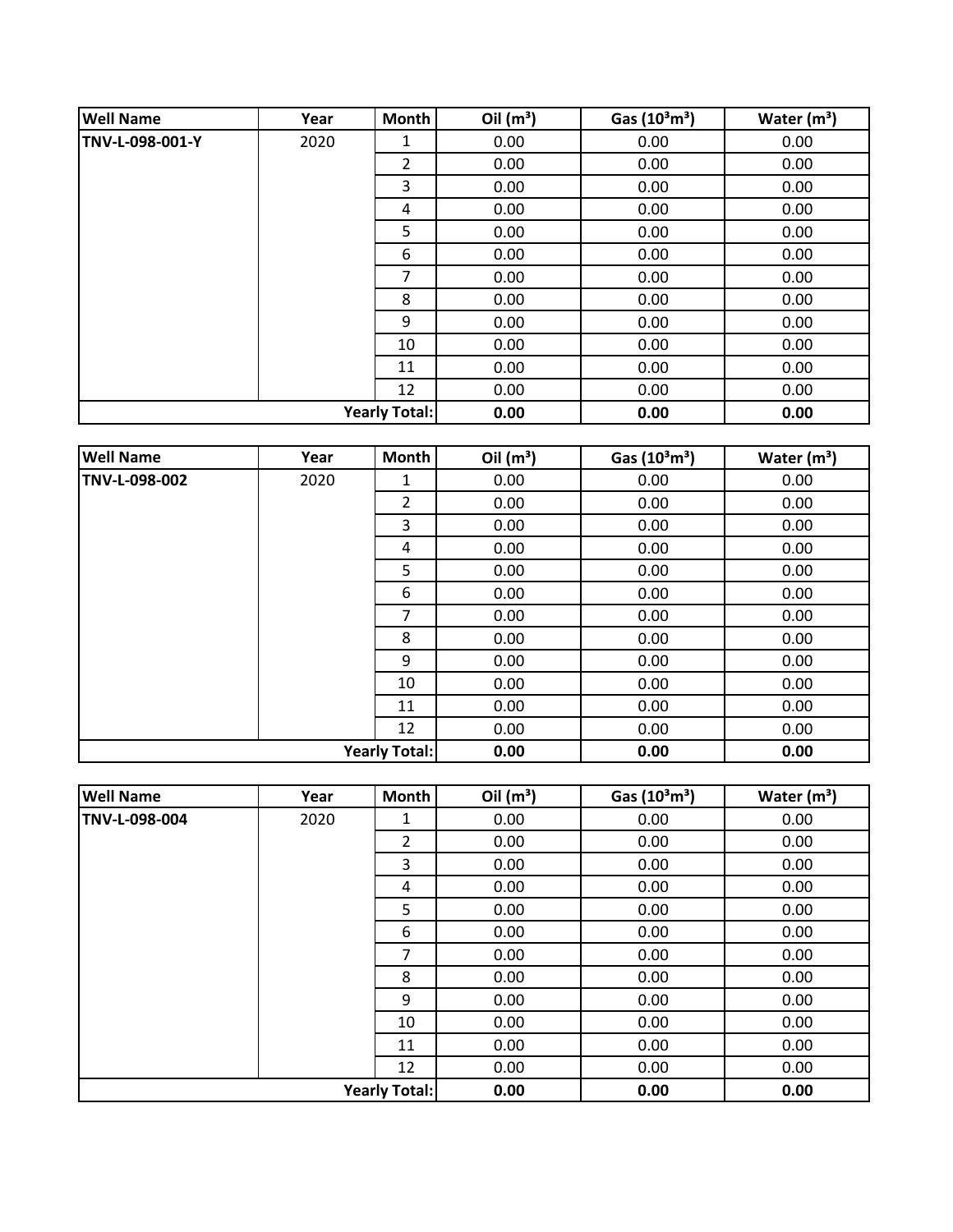| Well Name | Year | Month | Oil ($m^3$) | Gas ($10^3m^3$) | Water ($m^3$) |
|---|---|---|---|---|---|
| TNV-L-098-001-Y | 2020 | 1 | 0.00 | 0.00 | 0.00 |
| | | 2 | 0.00 | 0.00 | 0.00 |
| | | 3 | 0.00 | 0.00 | 0.00 |
| | | 4 | 0.00 | 0.00 | 0.00 |
| | | 5 | 0.00 | 0.00 | 0.00 |
| | | 6 | 0.00 | 0.00 | 0.00 |
| | | 7 | 0.00 | 0.00 | 0.00 |
| | | 8 | 0.00 | 0.00 | 0.00 |
| | | 9 | 0.00 | 0.00 | 0.00 |
| | | 10 | 0.00 | 0.00 | 0.00 |
| | | 11 | 0.00 | 0.00 | 0.00 |
| | | 12 | 0.00 | 0.00 | 0.00 |
| | | **Yearly Total:** | **0.00** | **0.00** | **0.00** |

| Well Name | Year | Month | Oil ($m^3$) | Gas ($10^3m^3$) | Water ($m^3$) |
|---|---|---|---|---|---|
| TNV-L-098-002 | 2020 | 1 | 0.00 | 0.00 | 0.00 |
| | | 2 | 0.00 | 0.00 | 0.00 |
| | | 3 | 0.00 | 0.00 | 0.00 |
| | | 4 | 0.00 | 0.00 | 0.00 |
| | | 5 | 0.00 | 0.00 | 0.00 |
| | | 6 | 0.00 | 0.00 | 0.00 |
| | | 7 | 0.00 | 0.00 | 0.00 |
| | | 8 | 0.00 | 0.00 | 0.00 |
| | | 9 | 0.00 | 0.00 | 0.00 |
| | | 10 | 0.00 | 0.00 | 0.00 |
| | | 11 | 0.00 | 0.00 | 0.00 |
| | | 12 | 0.00 | 0.00 | 0.00 |
| | | **Yearly Total:** | **0.00** | **0.00** | **0.00** |

| Well Name | Year | Month | Oil ($m^3$) | Gas ($10^3m^3$) | Water ($m^3$) |
|---|---|---|---|---|---|
| TNV-L-098-004 | 2020 | 1 | 0.00 | 0.00 | 0.00 |
| | | 2 | 0.00 | 0.00 | 0.00 |
| | | 3 | 0.00 | 0.00 | 0.00 |
| | | 4 | 0.00 | 0.00 | 0.00 |
| | | 5 | 0.00 | 0.00 | 0.00 |
| | | 6 | 0.00 | 0.00 | 0.00 |
| | | 7 | 0.00 | 0.00 | 0.00 |
| | | 8 | 0.00 | 0.00 | 0.00 |
| | | 9 | 0.00 | 0.00 | 0.00 |
| | | 10 | 0.00 | 0.00 | 0.00 |
| | | 11 | 0.00 | 0.00 | 0.00 |
| | | 12 | 0.00 | 0.00 | 0.00 |
| | | **Yearly Total:** | **0.00** | **0.00** | **0.00** |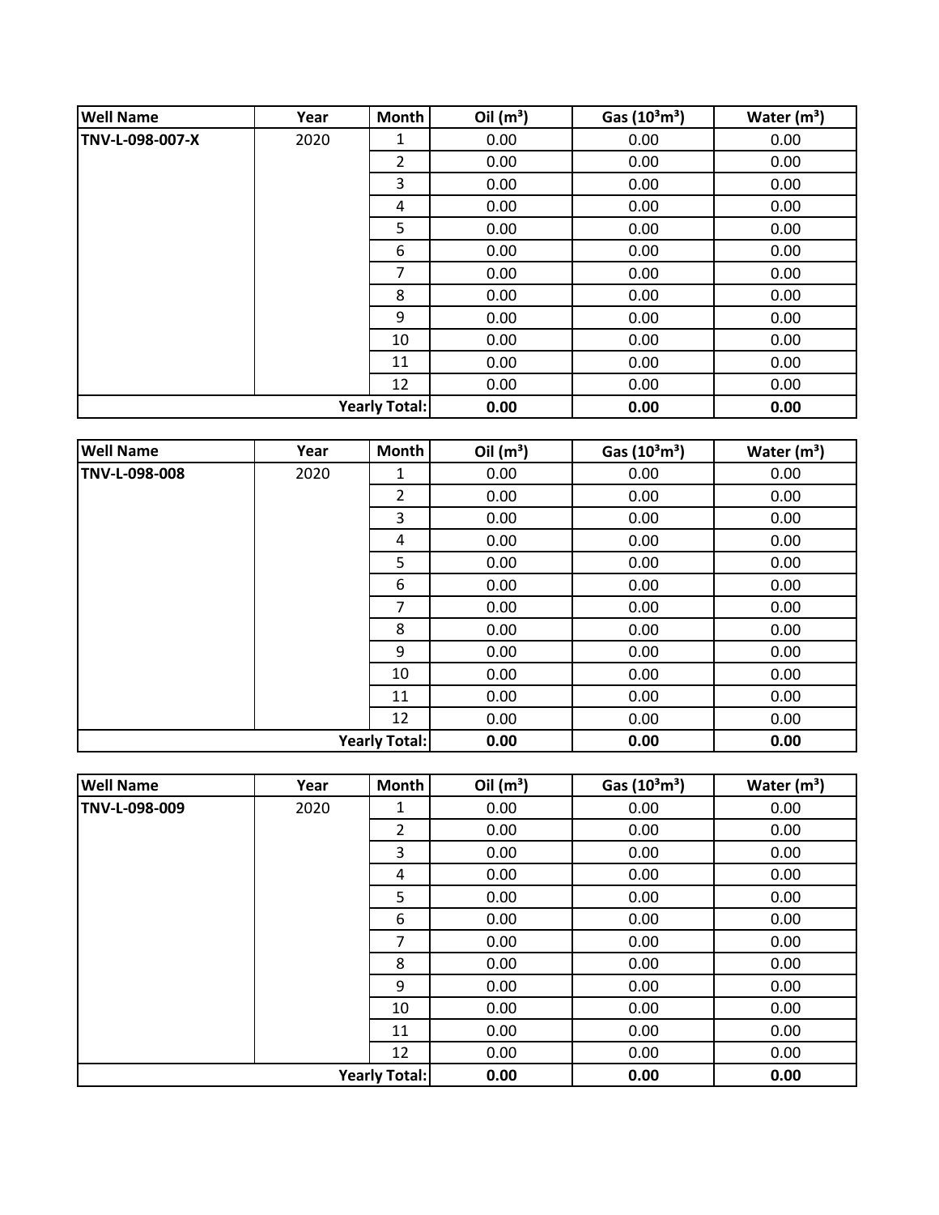| Well Name | Year | Month | Oil ($m^3$) | Gas ($10^3m^3$) | Water ($m^3$) |
|---|---|---|---|---|---|
| **TNV-L-098-007-X** | 2020 | 1 | 0.00 | 0.00 | 0.00 |
| | | 2 | 0.00 | 0.00 | 0.00 |
| | | 3 | 0.00 | 0.00 | 0.00 |
| | | 4 | 0.00 | 0.00 | 0.00 |
| | | 5 | 0.00 | 0.00 | 0.00 |
| | | 6 | 0.00 | 0.00 | 0.00 |
| | | 7 | 0.00 | 0.00 | 0.00 |
| | | 8 | 0.00 | 0.00 | 0.00 |
| | | 9 | 0.00 | 0.00 | 0.00 |
| | | 10 | 0.00 | 0.00 | 0.00 |
| | | 11 | 0.00 | 0.00 | 0.00 |
| | | 12 | 0.00 | 0.00 | 0.00 |
| | | **Yearly Total:** | **0.00** | **0.00** | **0.00** |

| Well Name | Year | Month | Oil ($m^3$) | Gas ($10^3m^3$) | Water ($m^3$) |
|---|---|---|---|---|---|
| **TNV-L-098-008** | 2020 | 1 | 0.00 | 0.00 | 0.00 |
| | | 2 | 0.00 | 0.00 | 0.00 |
| | | 3 | 0.00 | 0.00 | 0.00 |
| | | 4 | 0.00 | 0.00 | 0.00 |
| | | 5 | 0.00 | 0.00 | 0.00 |
| | | 6 | 0.00 | 0.00 | 0.00 |
| | | 7 | 0.00 | 0.00 | 0.00 |
| | | 8 | 0.00 | 0.00 | 0.00 |
| | | 9 | 0.00 | 0.00 | 0.00 |
| | | 10 | 0.00 | 0.00 | 0.00 |
| | | 11 | 0.00 | 0.00 | 0.00 |
| | | 12 | 0.00 | 0.00 | 0.00 |
| | | **Yearly Total:** | **0.00** | **0.00** | **0.00** |

| Well Name | Year | Month | Oil ($m^3$) | Gas ($10^3m^3$) | Water ($m^3$) |
|---|---|---|---|---|---|
| **TNV-L-098-009** | 2020 | 1 | 0.00 | 0.00 | 0.00 |
| | | 2 | 0.00 | 0.00 | 0.00 |
| | | 3 | 0.00 | 0.00 | 0.00 |
| | | 4 | 0.00 | 0.00 | 0.00 |
| | | 5 | 0.00 | 0.00 | 0.00 |
| | | 6 | 0.00 | 0.00 | 0.00 |
| | | 7 | 0.00 | 0.00 | 0.00 |
| | | 8 | 0.00 | 0.00 | 0.00 |
| | | 9 | 0.00 | 0.00 | 0.00 |
| | | 10 | 0.00 | 0.00 | 0.00 |
| | | 11 | 0.00 | 0.00 | 0.00 |
| | | 12 | 0.00 | 0.00 | 0.00 |
| | | **Yearly Total:** | **0.00** | **0.00** | **0.00** |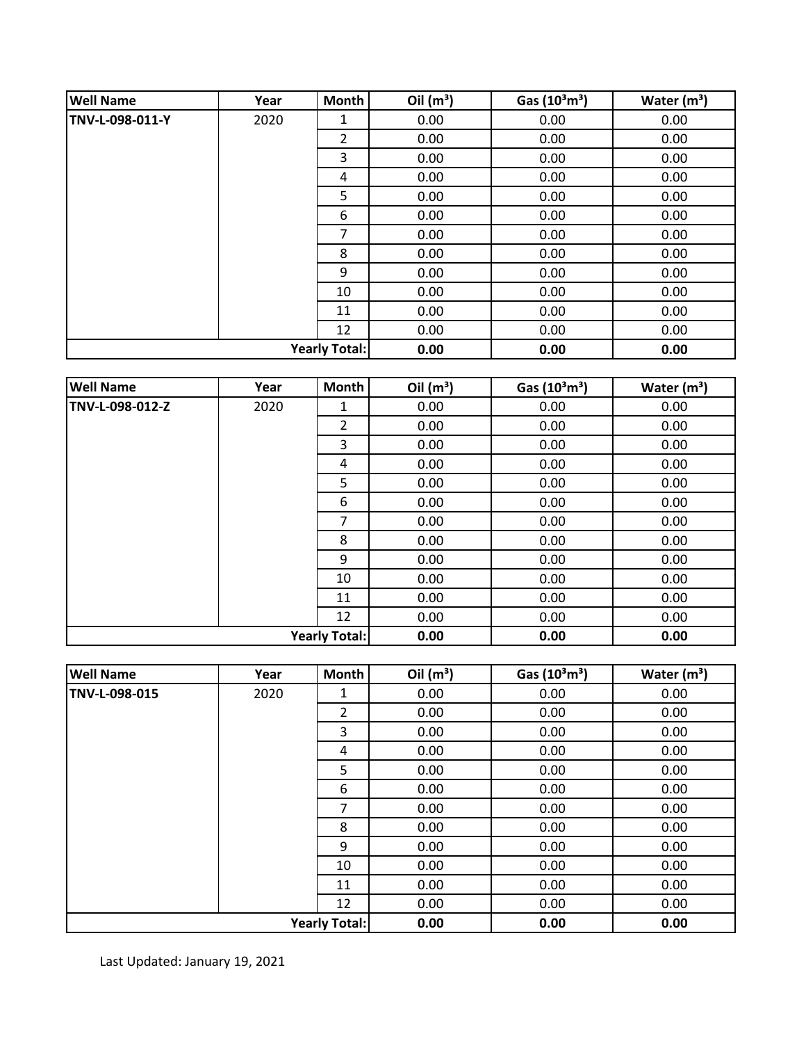| Well Name | Year | Month | Oil ($m^3$) | Gas ($10^3m^3$) | Water ($m^3$) |
|---|---|---|---|---|---|
| TNV-L-098-011-Y | 2020 | 1 | 0.00 | 0.00 | 0.00 |
| | | 2 | 0.00 | 0.00 | 0.00 |
| | | 3 | 0.00 | 0.00 | 0.00 |
| | | 4 | 0.00 | 0.00 | 0.00 |
| | | 5 | 0.00 | 0.00 | 0.00 |
| | | 6 | 0.00 | 0.00 | 0.00 |
| | | 7 | 0.00 | 0.00 | 0.00 |
| | | 8 | 0.00 | 0.00 | 0.00 |
| | | 9 | 0.00 | 0.00 | 0.00 |
| | | 10 | 0.00 | 0.00 | 0.00 |
| | | 11 | 0.00 | 0.00 | 0.00 |
| | | 12 | 0.00 | 0.00 | 0.00 |
| | | **Yearly Total:** | **0.00** | **0.00** | **0.00** |

| Well Name | Year | Month | Oil ($m^3$) | Gas ($10^3m^3$) | Water ($m^3$) |
|---|---|---|---|---|---|
| TNV-L-098-012-Z | 2020 | 1 | 0.00 | 0.00 | 0.00 |
| | | 2 | 0.00 | 0.00 | 0.00 |
| | | 3 | 0.00 | 0.00 | 0.00 |
| | | 4 | 0.00 | 0.00 | 0.00 |
| | | 5 | 0.00 | 0.00 | 0.00 |
| | | 6 | 0.00 | 0.00 | 0.00 |
| | | 7 | 0.00 | 0.00 | 0.00 |
| | | 8 | 0.00 | 0.00 | 0.00 |
| | | 9 | 0.00 | 0.00 | 0.00 |
| | | 10 | 0.00 | 0.00 | 0.00 |
| | | 11 | 0.00 | 0.00 | 0.00 |
| | | 12 | 0.00 | 0.00 | 0.00 |
| | | **Yearly Total:** | **0.00** | **0.00** | **0.00** |

| Well Name | Year | Month | Oil ($m^3$) | Gas ($10^3m^3$) | Water ($m^3$) |
|---|---|---|---|---|---|
| TNV-L-098-015 | 2020 | 1 | 0.00 | 0.00 | 0.00 |
| | | 2 | 0.00 | 0.00 | 0.00 |
| | | 3 | 0.00 | 0.00 | 0.00 |
| | | 4 | 0.00 | 0.00 | 0.00 |
| | | 5 | 0.00 | 0.00 | 0.00 |
| | | 6 | 0.00 | 0.00 | 0.00 |
| | | 7 | 0.00 | 0.00 | 0.00 |
| | | 8 | 0.00 | 0.00 | 0.00 |
| | | 9 | 0.00 | 0.00 | 0.00 |
| | | 10 | 0.00 | 0.00 | 0.00 |
| | | 11 | 0.00 | 0.00 | 0.00 |
| | | 12 | 0.00 | 0.00 | 0.00 |
| | | **Yearly Total:** | **0.00** | **0.00** | **0.00** |

Last Updated: January 19, 2021